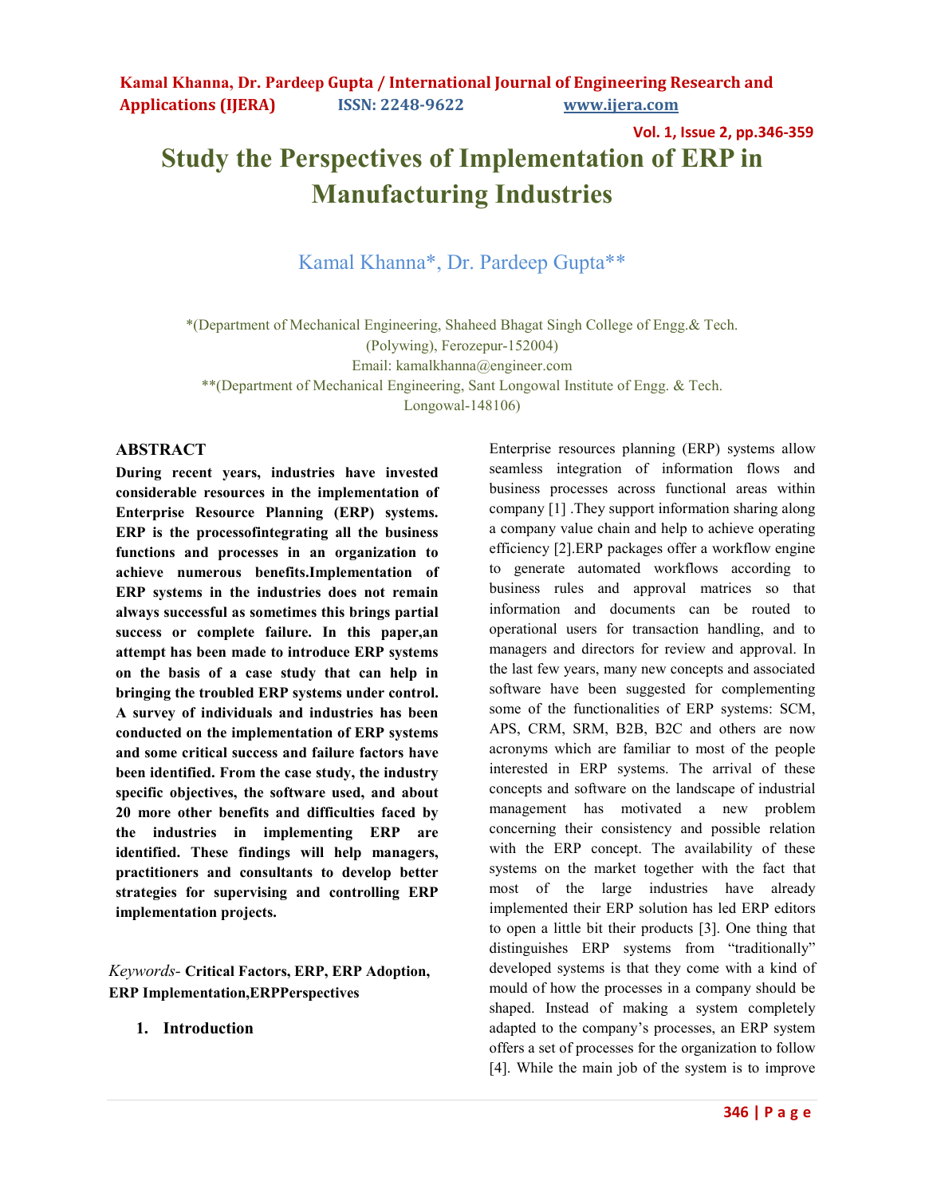# Study the Perspectives of Implementation of ERP in Manufacturing Industries

Kamal Khanna*, Dr. Pardeep Gupta**

*(Department of Mechanical Engineering, Shaheed Bhagat Singh College of Engg.& Tech. (Polywing), Ferozepur-152004)
Email: kamalkhanna@engineer.com
**(Department of Mechanical Engineering, Sant Longowal Institute of Engg. & Tech. Longowal-148106)

## ABSTRACT

**During recent years, industries have invested considerable resources in the implementation of Enterprise Resource Planning (ERP) systems. ERP is the processofintegrating all the business functions and processes in an organization to achieve numerous benefits.Implementation of ERP systems in the industries does not remain always successful as sometimes this brings partial success or complete failure. In this paper,an attempt has been made to introduce ERP systems on the basis of a case study that can help in bringing the troubled ERP systems under control. A survey of individuals and industries has been conducted on the implementation of ERP systems and some critical success and failure factors have been identified. From the case study, the industry specific objectives, the software used, and about 20 more other benefits and difficulties faced by the industries in implementing ERP are identified. These findings will help managers, practitioners and consultants to develop better strategies for supervising and controlling ERP implementation projects.**

*Keywords-* **Critical Factors, ERP, ERP Adoption, ERP Implementation,ERPPerspectives**

## 1. Introduction

Enterprise resources planning (ERP) systems allow seamless integration of information flows and business processes across functional areas within company [1] .They support information sharing along a company value chain and help to achieve operating efficiency [2].ERP packages offer a workflow engine to generate automated workflows according to business rules and approval matrices so that information and documents can be routed to operational users for transaction handling, and to managers and directors for review and approval. In the last few years, many new concepts and associated software have been suggested for complementing some of the functionalities of ERP systems: SCM, APS, CRM, SRM, B2B, B2C and others are now acronyms which are familiar to most of the people interested in ERP systems. The arrival of these concepts and software on the landscape of industrial management has motivated a new problem concerning their consistency and possible relation with the ERP concept. The availability of these systems on the market together with the fact that most of the large industries have already implemented their ERP solution has led ERP editors to open a little bit their products [3]. One thing that distinguishes ERP systems from "traditionally" developed systems is that they come with a kind of mould of how the processes in a company should be shaped. Instead of making a system completely adapted to the company's processes, an ERP system offers a set of processes for the organization to follow [4]. While the main job of the system is to improve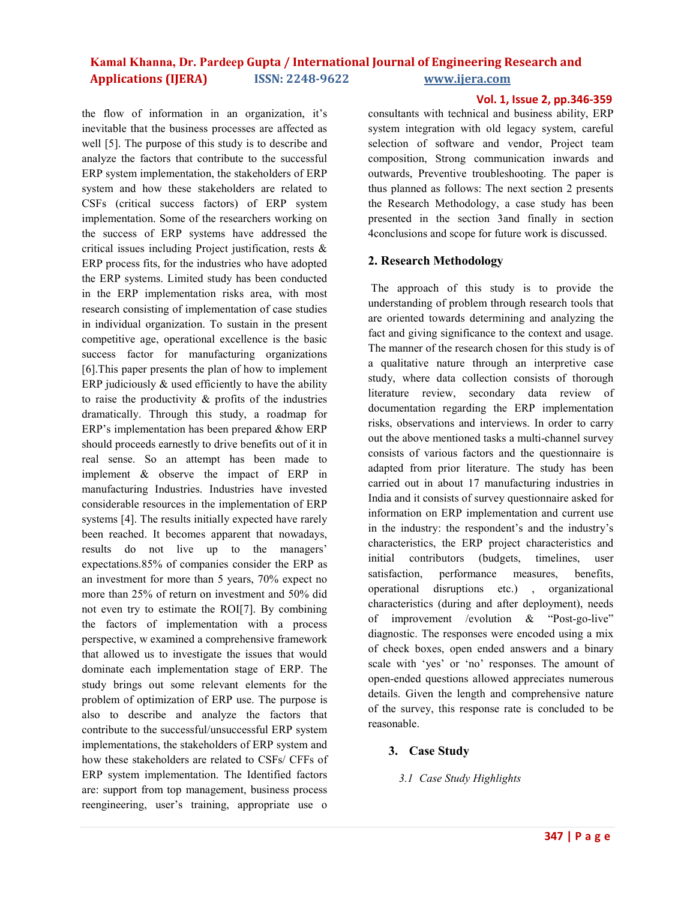the flow of information in an organization, it's inevitable that the business processes are affected as well [5]. The purpose of this study is to describe and analyze the factors that contribute to the successful ERP system implementation, the stakeholders of ERP system and how these stakeholders are related to CSFs (critical success factors) of ERP system implementation. Some of the researchers working on the success of ERP systems have addressed the critical issues including Project justification, rests & ERP process fits, for the industries who have adopted the ERP systems. Limited study has been conducted in the ERP implementation risks area, with most research consisting of implementation of case studies in individual organization. To sustain in the present competitive age, operational excellence is the basic success factor for manufacturing organizations [6].This paper presents the plan of how to implement ERP judiciously & used efficiently to have the ability to raise the productivity & profits of the industries dramatically. Through this study, a roadmap for ERP's implementation has been prepared &how ERP should proceeds earnestly to drive benefits out of it in real sense. So an attempt has been made to implement & observe the impact of ERP in manufacturing Industries. Industries have invested considerable resources in the implementation of ERP systems [4]. The results initially expected have rarely been reached. It becomes apparent that nowadays, results do not live up to the managers' expectations.85% of companies consider the ERP as an investment for more than 5 years, 70% expect no more than 25% of return on investment and 50% did not even try to estimate the ROI[7]. By combining the factors of implementation with a process perspective, w examined a comprehensive framework that allowed us to investigate the issues that would dominate each implementation stage of ERP. The study brings out some relevant elements for the problem of optimization of ERP use. The purpose is also to describe and analyze the factors that contribute to the successful/unsuccessful ERP system implementations, the stakeholders of ERP system and how these stakeholders are related to CSFs/ CFFs of ERP system implementation. The Identified factors are: support from top management, business process reengineering, user's training, appropriate use o consultants with technical and business ability, ERP system integration with old legacy system, careful selection of software and vendor, Project team composition, Strong communication inwards and outwards, Preventive troubleshooting. The paper is thus planned as follows: The next section 2 presents the Research Methodology, a case study has been presented in the section 3and finally in section 4conclusions and scope for future work is discussed.

## 2. Research Methodology

The approach of this study is to provide the understanding of problem through research tools that are oriented towards determining and analyzing the fact and giving significance to the context and usage. The manner of the research chosen for this study is of a qualitative nature through an interpretive case study, where data collection consists of thorough literature review, secondary data review of documentation regarding the ERP implementation risks, observations and interviews. In order to carry out the above mentioned tasks a multi-channel survey consists of various factors and the questionnaire is adapted from prior literature. The study has been carried out in about 17 manufacturing industries in India and it consists of survey questionnaire asked for information on ERP implementation and current use in the industry: the respondent's and the industry's characteristics, the ERP project characteristics and initial contributors (budgets, timelines, user satisfaction, performance measures, benefits, operational disruptions etc.) , organizational characteristics (during and after deployment), needs of improvement /evolution & "Post-go-live" diagnostic. The responses were encoded using a mix of check boxes, open ended answers and a binary scale with 'yes' or 'no' responses. The amount of open-ended questions allowed appreciates numerous details. Given the length and comprehensive nature of the survey, this response rate is concluded to be reasonable.

## 3. Case Study

### *3.1 Case Study Highlights*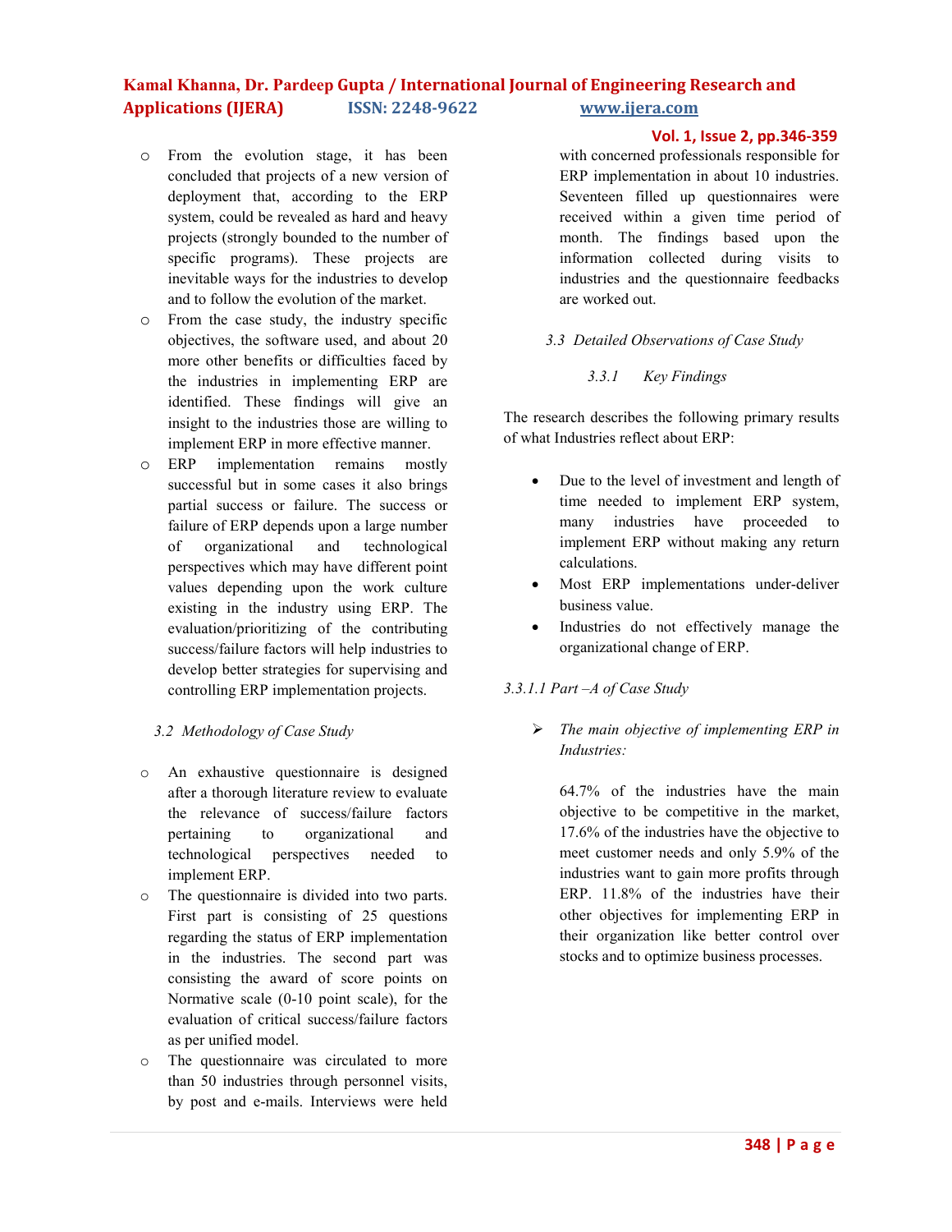- From the evolution stage, it has been concluded that projects of a new version of deployment that, according to the ERP system, could be revealed as hard and heavy projects (strongly bounded to the number of specific programs). These projects are inevitable ways for the industries to develop and to follow the evolution of the market.
- From the case study, the industry specific objectives, the software used, and about 20 more other benefits or difficulties faced by the industries in implementing ERP are identified. These findings will give an insight to the industries those are willing to implement ERP in more effective manner.
- ERP implementation remains mostly successful but in some cases it also brings partial success or failure. The success or failure of ERP depends upon a large number of organizational and technological perspectives which may have different point values depending upon the work culture existing in the industry using ERP. The evaluation/prioritizing of the contributing success/failure factors will help industries to develop better strategies for supervising and controlling ERP implementation projects.

### *3.2 Methodology of Case Study*

- An exhaustive questionnaire is designed after a thorough literature review to evaluate the relevance of success/failure factors pertaining to organizational and technological perspectives needed to implement ERP.
- The questionnaire is divided into two parts. First part is consisting of 25 questions regarding the status of ERP implementation in the industries. The second part was consisting the award of score points on Normative scale (0-10 point scale), for the evaluation of critical success/failure factors as per unified model.
- The questionnaire was circulated to more than 50 industries through personnel visits, by post and e-mails. Interviews were held with concerned professionals responsible for ERP implementation in about 10 industries. Seventeen filled up questionnaires were received within a given time period of month. The findings based upon the information collected during visits to industries and the questionnaire feedbacks are worked out.

### *3.3 Detailed Observations of Case Study*

#### *3.3.1 Key Findings*

The research describes the following primary results of what Industries reflect about ERP:

- Due to the level of investment and length of time needed to implement ERP system, many industries have proceeded to implement ERP without making any return calculations.
- Most ERP implementations under-deliver business value.
- Industries do not effectively manage the organizational change of ERP.

##### *3.3.1.1 Part –A of Case Study*

- *The main objective of implementing ERP in Industries:*

  64.7% of the industries have the main objective to be competitive in the market, 17.6% of the industries have the objective to meet customer needs and only 5.9% of the industries want to gain more profits through ERP. 11.8% of the industries have their other objectives for implementing ERP in their organization like better control over stocks and to optimize business processes.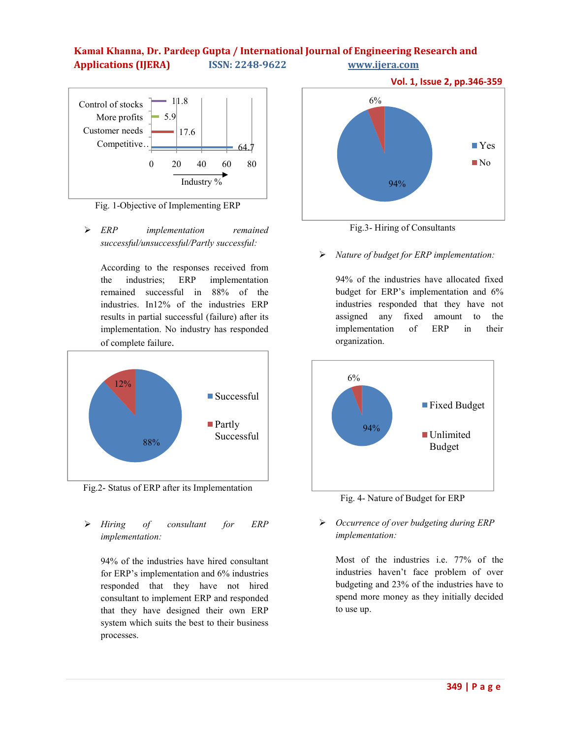Fig. 1-Objective of Implementing ERP

- *ERP implementation remained successful/unsuccessful/Partly successful:*

  According to the responses received from the industries; ERP implementation remained successful in 88% of the industries. In12% of the industries ERP results in partial successful (failure) after its implementation. No industry has responded of complete failure.

Fig.2- Status of ERP after its Implementation

- *Hiring of consultant for ERP implementation:*

  94% of the industries have hired consultant for ERP's implementation and 6% industries responded that they have not hired consultant to implement ERP and responded that they have designed their own ERP system which suits the best to their business processes.

Fig.3- Hiring of Consultants

- *Nature of budget for ERP implementation:*

  94% of the industries have allocated fixed budget for ERP's implementation and 6% industries responded that they have not assigned any fixed amount to the implementation of ERP in their organization.

Fig. 4- Nature of Budget for ERP

- *Occurrence of over budgeting during ERP implementation:*

  Most of the industries i.e. 77% of the industries haven't face problem of over budgeting and 23% of the industries have to spend more money as they initially decided to use up.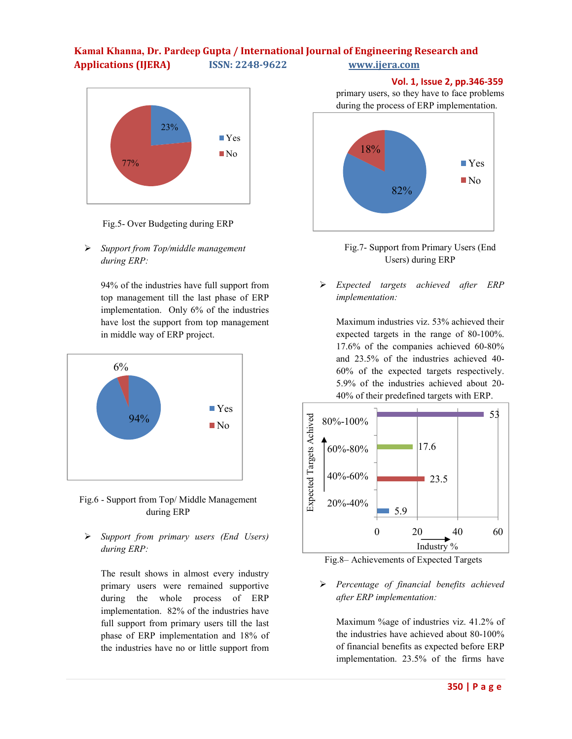Fig.5- Over Budgeting during ERP

- *Support from Top/middle management during ERP:*

  94% of the industries have full support from top management till the last phase of ERP implementation. Only 6% of the industries have lost the support from top management in middle way of ERP project.

Fig.6 - Support from Top/ Middle Management during ERP

- *Support from primary users (End Users) during ERP:*

  The result shows in almost every industry primary users were remained supportive during the whole process of ERP implementation. 82% of the industries have full support from primary users till the last phase of ERP implementation and 18% of the industries have no or little support from primary users, so they have to face problems during the process of ERP implementation.

Fig.7- Support from Primary Users (End Users) during ERP

- *Expected targets achieved after ERP implementation:*

  Maximum industries viz. 53% achieved their expected targets in the range of 80-100%. 17.6% of the companies achieved 60-80% and 23.5% of the industries achieved 40-60% of the expected targets respectively. 5.9% of the industries achieved about 20-40% of their predefined targets with ERP.

Fig.8– Achievements of Expected Targets

- *Percentage of financial benefits achieved after ERP implementation:*

  Maximum %age of industries viz. 41.2% of the industries have achieved about 80-100% of financial benefits as expected before ERP implementation. 23.5% of the firms have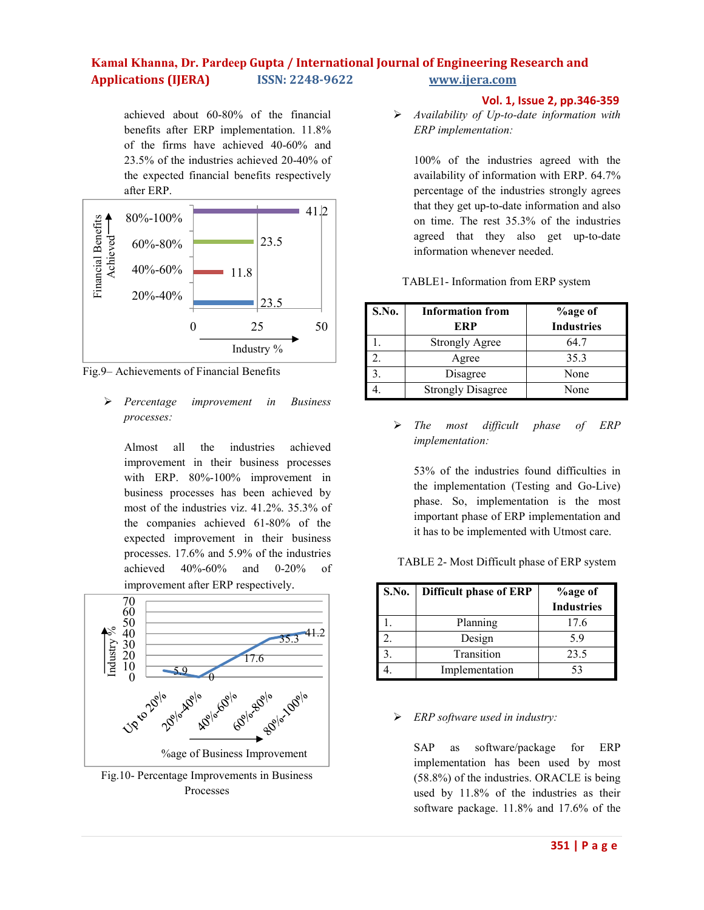achieved about 60-80% of the financial benefits after ERP implementation. 11.8% of the firms have achieved 40-60% and 23.5% of the industries achieved 20-40% of the expected financial benefits respectively after ERP.

Fig.9– Achievements of Financial Benefits

- *Percentage improvement in Business processes:*

  Almost all the industries achieved improvement in their business processes with ERP. 80%-100% improvement in business processes has been achieved by most of the industries viz. 41.2%. 35.3% of the companies achieved 61-80% of the expected improvement in their business processes. 17.6% and 5.9% of the industries achieved 40%-60% and 0-20% of improvement after ERP respectively.

Fig.10- Percentage Improvements in Business Processes

- *Availability of Up-to-date information with ERP implementation:*

  100% of the industries agreed with the availability of information with ERP. 64.7% percentage of the industries strongly agrees that they get up-to-date information and also on time. The rest 35.3% of the industries agreed that they also get up-to-date information whenever needed.

TABLE1- Information from ERP system

| S.No. | Information from ERP | %age of Industries |
|---|---|---|
| 1. | Strongly Agree | 64.7 |
| 2. | Agree | 35.3 |
| 3. | Disagree | None |
| 4. | Strongly Disagree | None |

- *The most difficult phase of ERP implementation:*

  53% of the industries found difficulties in the implementation (Testing and Go-Live) phase. So, implementation is the most important phase of ERP implementation and it has to be implemented with Utmost care.

TABLE 2- Most Difficult phase of ERP system

| S.No. | Difficult phase of ERP | %age of Industries |
|---|---|---|
| 1. | Planning | 17.6 |
| 2. | Design | 5.9 |
| 3. | Transition | 23.5 |
| 4. | Implementation | 53 |

- *ERP software used in industry:*

  SAP as software/package for ERP implementation has been used by most (58.8%) of the industries. ORACLE is being used by 11.8% of the industries as their software package. 11.8% and 17.6% of the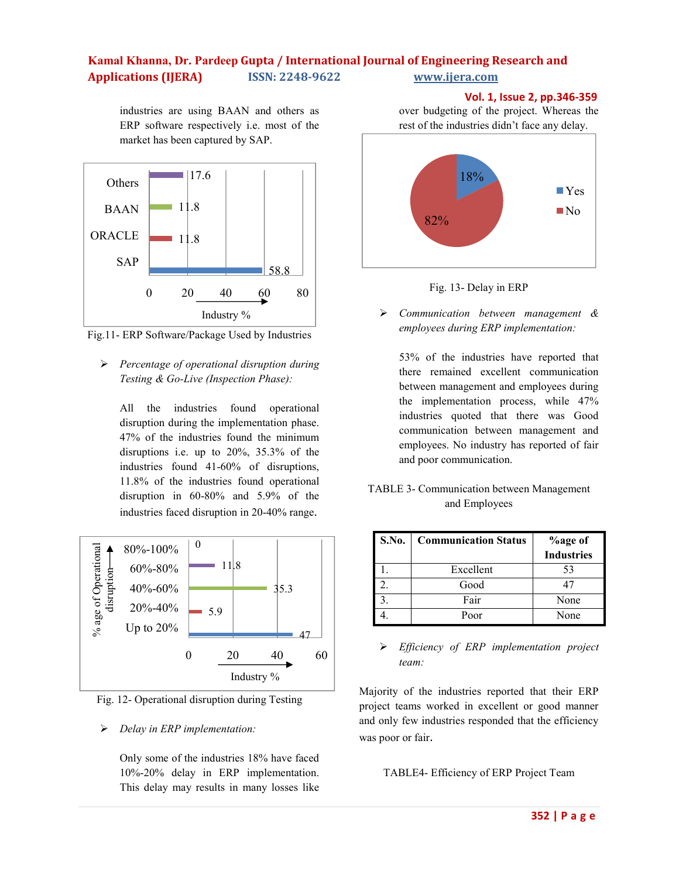industries are using BAAN and others as ERP software respectively i.e. most of the market has been captured by SAP.

Fig.11- ERP Software/Package Used by Industries

- *Percentage of operational disruption during Testing & Go-Live (Inspection Phase):*

All the industries found operational disruption during the implementation phase. 47% of the industries found the minimum disruptions i.e. up to 20%, 35.3% of the industries found 41-60% of disruptions, 11.8% of the industries found operational disruption in 60-80% and 5.9% of the industries faced disruption in 20-40% range.

Fig. 12- Operational disruption during Testing

- *Delay in ERP implementation:*

Only some of the industries 18% have faced 10%-20% delay in ERP implementation. This delay may results in many losses like over budgeting of the project. Whereas the rest of the industries didn't face any delay.

Fig. 13- Delay in ERP

- *Communication between management & employees during ERP implementation:*

53% of the industries have reported that there remained excellent communication between management and employees during the implementation process, while 47% industries quoted that there was Good communication between management and employees. No industry has reported of fair and poor communication.

TABLE 3- Communication between Management and Employees

| S.No. | Communication Status | %age of Industries |
|---|---|---|
| 1. | Excellent | 53 |
| 2. | Good | 47 |
| 3. | Fair | None |
| 4. | Poor | None |

- *Efficiency of ERP implementation project team:*

Majority of the industries reported that their ERP project teams worked in excellent or good manner and only few industries responded that the efficiency was poor or fair.

TABLE4- Efficiency of ERP Project Team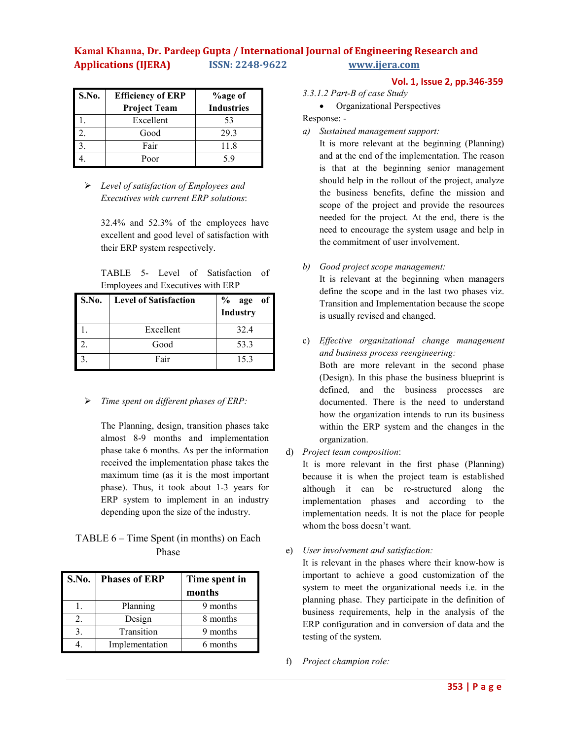| S.No. | Efficiency of ERP Project Team | %age of Industries |
|---|---|---|
| 1. | Excellent | 53 |
| 2. | Good | 29.3 |
| 3. | Fair | 11.8 |
| 4. | Poor | 5.9 |

- *Level of satisfaction of Employees and Executives with current ERP solutions*:

  32.4% and 52.3% of the employees have excellent and good level of satisfaction with their ERP system respectively.

  TABLE 5- Level of Satisfaction of Employees and Executives with ERP

| S.No. | Level of Satisfaction | % age of Industry |
|---|---|---|
| 1. | Excellent | 32.4 |
| 2. | Good | 53.3 |
| 3. | Fair | 15.3 |

- *Time spent on different phases of ERP:*

  The Planning, design, transition phases take almost 8-9 months and implementation phase take 6 months. As per the information received the implementation phase takes the maximum time (as it is the most important phase). Thus, it took about 1-3 years for ERP system to implement in an industry depending upon the size of the industry.

TABLE 6 – Time Spent (in months) on Each Phase

| S.No. | Phases of ERP | Time spent in months |
|---|---|---|
| 1. | Planning | 9 months |
| 2. | Design | 8 months |
| 3. | Transition | 9 months |
| 4. | Implementation | 6 months |

*3.3.1.2 Part-B of case Study*

- Organizational Perspectives

Response: -

*a) Sustained management support:*
It is more relevant at the beginning (Planning) and at the end of the implementation. The reason is that at the beginning senior management should help in the rollout of the project, analyze the business benefits, define the mission and scope of the project and provide the resources needed for the project. At the end, there is the need to encourage the system usage and help in the commitment of user involvement.

*b) Good project scope management:*
It is relevant at the beginning when managers define the scope and in the last two phases viz. Transition and Implementation because the scope is usually revised and changed.

c) *Effective organizational change management and business process reengineering:*
Both are more relevant in the second phase (Design). In this phase the business blueprint is defined, and the business processes are documented. There is the need to understand how the organization intends to run its business within the ERP system and the changes in the organization.

d) *Project team composition*:
It is more relevant in the first phase (Planning) because it is when the project team is established although it can be re-structured along the implementation phases and according to the implementation needs. It is not the place for people whom the boss doesn't want.

e) *User involvement and satisfaction:*
It is relevant in the phases where their know-how is important to achieve a good customization of the system to meet the organizational needs i.e. in the planning phase. They participate in the definition of business requirements, help in the analysis of the ERP configuration and in conversion of data and the testing of the system.

f) *Project champion role:*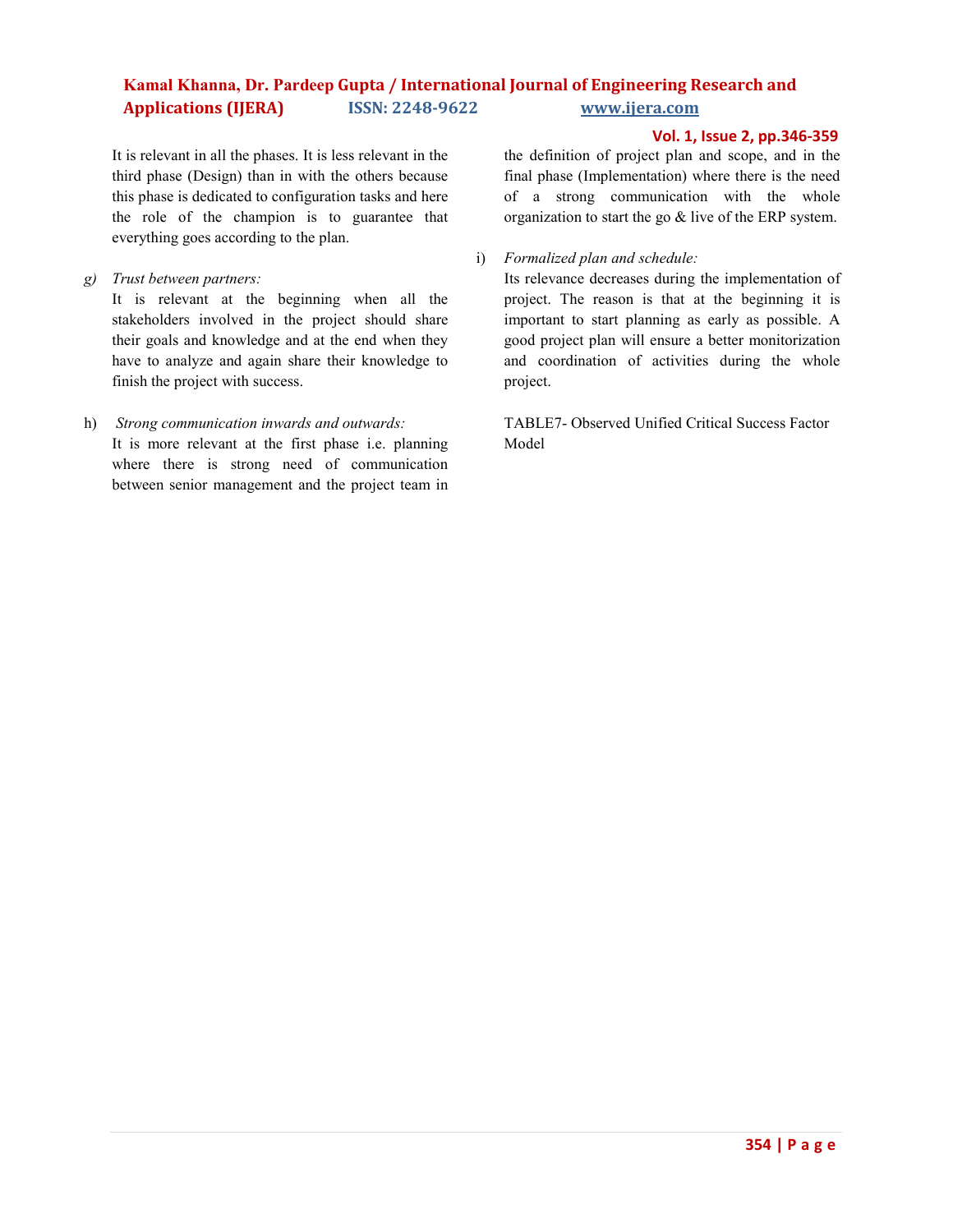It is relevant in all the phases. It is less relevant in the third phase (Design) than in with the others because this phase is dedicated to configuration tasks and here the role of the champion is to guarantee that everything goes according to the plan.

g) *Trust between partners:*
It is relevant at the beginning when all the stakeholders involved in the project should share their goals and knowledge and at the end when they have to analyze and again share their knowledge to finish the project with success.

h) *Strong communication inwards and outwards:*
It is more relevant at the first phase i.e. planning where there is strong need of communication between senior management and the project team in the definition of project plan and scope, and in the final phase (Implementation) where there is the need of a strong communication with the whole organization to start the go & live of the ERP system.

i) *Formalized plan and schedule:*
Its relevance decreases during the implementation of project. The reason is that at the beginning it is important to start planning as early as possible. A good project plan will ensure a better monitorization and coordination of activities during the whole project.

TABLE7- Observed Unified Critical Success Factor Model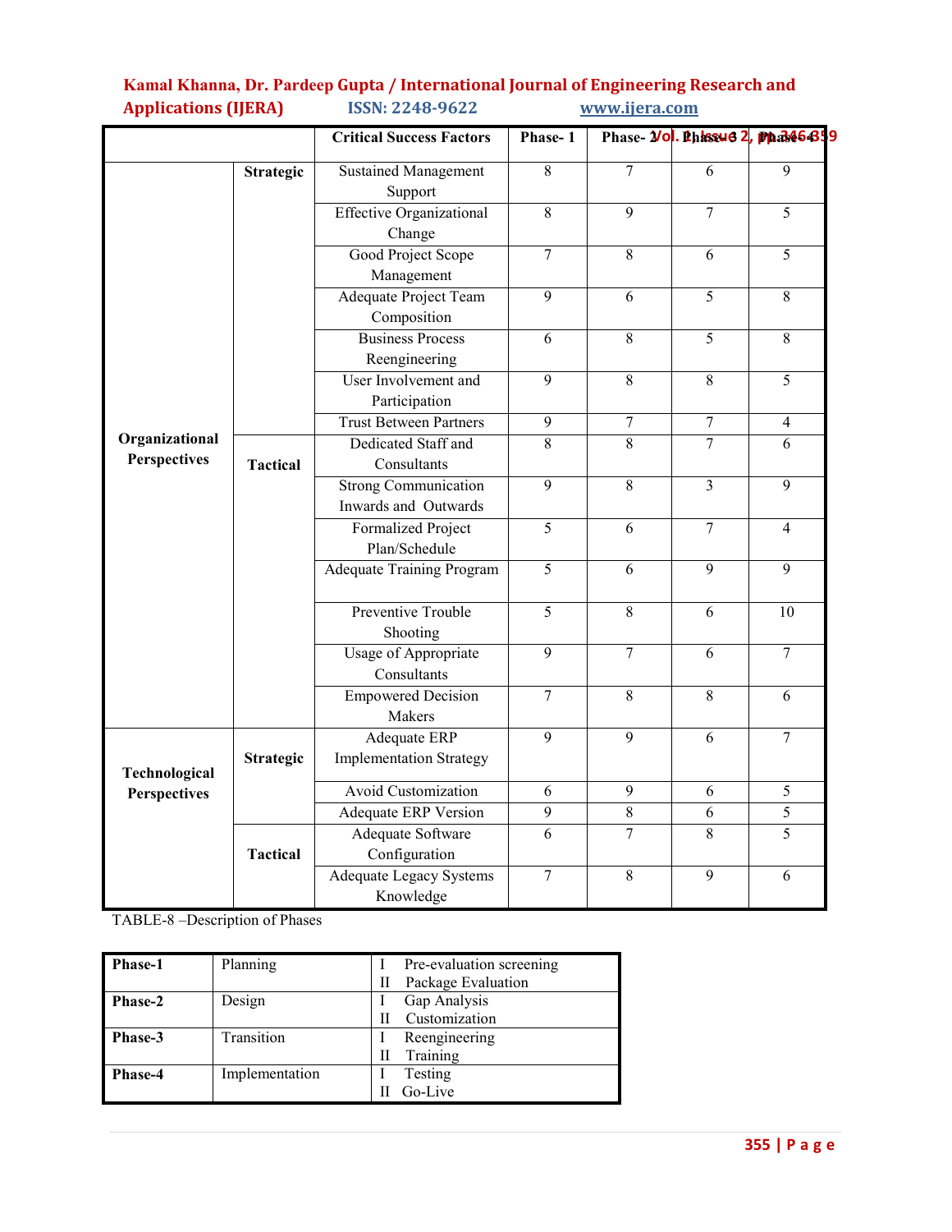| | | Critical Success Factors | Phase- 1 | Phase- 2 | Phase-3 | Phase-4 |
|---|---|---|---|---|---|---|
| Organizational Perspectives | Strategic | Sustained Management Support | 8 | 7 | 6 | 9 |
| | | Effective Organizational Change | 8 | 9 | 7 | 5 |
| | | Good Project Scope Management | 7 | 8 | 6 | 5 |
| | | Adequate Project Team Composition | 9 | 6 | 5 | 8 |
| | | Business Process Reengineering | 6 | 8 | 5 | 8 |
| | | User Involvement and Participation | 9 | 8 | 8 | 5 |
| | | Trust Between Partners | 9 | 7 | 7 | 4 |
| | Tactical | Dedicated Staff and Consultants | 8 | 8 | 7 | 6 |
| | | Strong Communication Inwards and Outwards | 9 | 8 | 3 | 9 |
| | | Formalized Project Plan/Schedule | 5 | 6 | 7 | 4 |
| | | Adequate Training Program | 5 | 6 | 9 | 9 |
| | | Preventive Trouble Shooting | 5 | 8 | 6 | 10 |
| | | Usage of Appropriate Consultants | 9 | 7 | 6 | 7 |
| | | Empowered Decision Makers | 7 | 8 | 8 | 6 |
| Technological Perspectives | Strategic | Adequate ERP Implementation Strategy | 9 | 9 | 6 | 7 |
| | | Avoid Customization | 6 | 9 | 6 | 5 |
| | | Adequate ERP Version | 9 | 8 | 6 | 5 |
| | Tactical | Adequate Software Configuration | 6 | 7 | 8 | 5 |
| | | Adequate Legacy Systems Knowledge | 7 | 8 | 9 | 6 |

TABLE-8 –Description of Phases

| | | |
|---|---|---|
| **Phase-1** | Planning | I Pre-evaluation screening<br>II Package Evaluation |
| **Phase-2** | Design | I Gap Analysis<br>II Customization |
| **Phase-3** | Transition | I Reengineering<br>II Training |
| **Phase-4** | Implementation | I Testing<br>II Go-Live |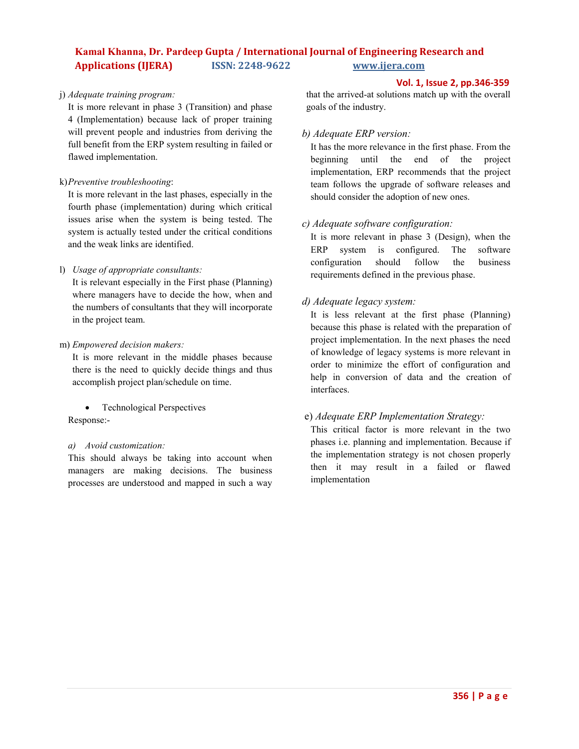j) *Adequate training program:*

It is more relevant in phase 3 (Transition) and phase 4 (Implementation) because lack of proper training will prevent people and industries from deriving the full benefit from the ERP system resulting in failed or flawed implementation.

k) *Preventive troubleshooting*:

It is more relevant in the last phases, especially in the fourth phase (implementation) during which critical issues arise when the system is being tested. The system is actually tested under the critical conditions and the weak links are identified.

l) *Usage of appropriate consultants:*

It is relevant especially in the First phase (Planning) where managers have to decide the how, when and the numbers of consultants that they will incorporate in the project team.

m) *Empowered decision makers:*

It is more relevant in the middle phases because there is the need to quickly decide things and thus accomplish project plan/schedule on time.

- Technological Perspectives

Response:-

*a) Avoid customization:*

This should always be taking into account when managers are making decisions. The business processes are understood and mapped in such a way that the arrived-at solutions match up with the overall goals of the industry.

*b) Adequate ERP version:*

It has the more relevance in the first phase. From the beginning until the end of the project implementation, ERP recommends that the project team follows the upgrade of software releases and should consider the adoption of new ones.

*c) Adequate software configuration:*

It is more relevant in phase 3 (Design), when the ERP system is configured. The software configuration should follow the business requirements defined in the previous phase.

*d) Adequate legacy system:*

It is less relevant at the first phase (Planning) because this phase is related with the preparation of project implementation. In the next phases the need of knowledge of legacy systems is more relevant in order to minimize the effort of configuration and help in conversion of data and the creation of interfaces.

e) *Adequate ERP Implementation Strategy:*

This critical factor is more relevant in the two phases i.e. planning and implementation. Because if the implementation strategy is not chosen properly then it may result in a failed or flawed implementation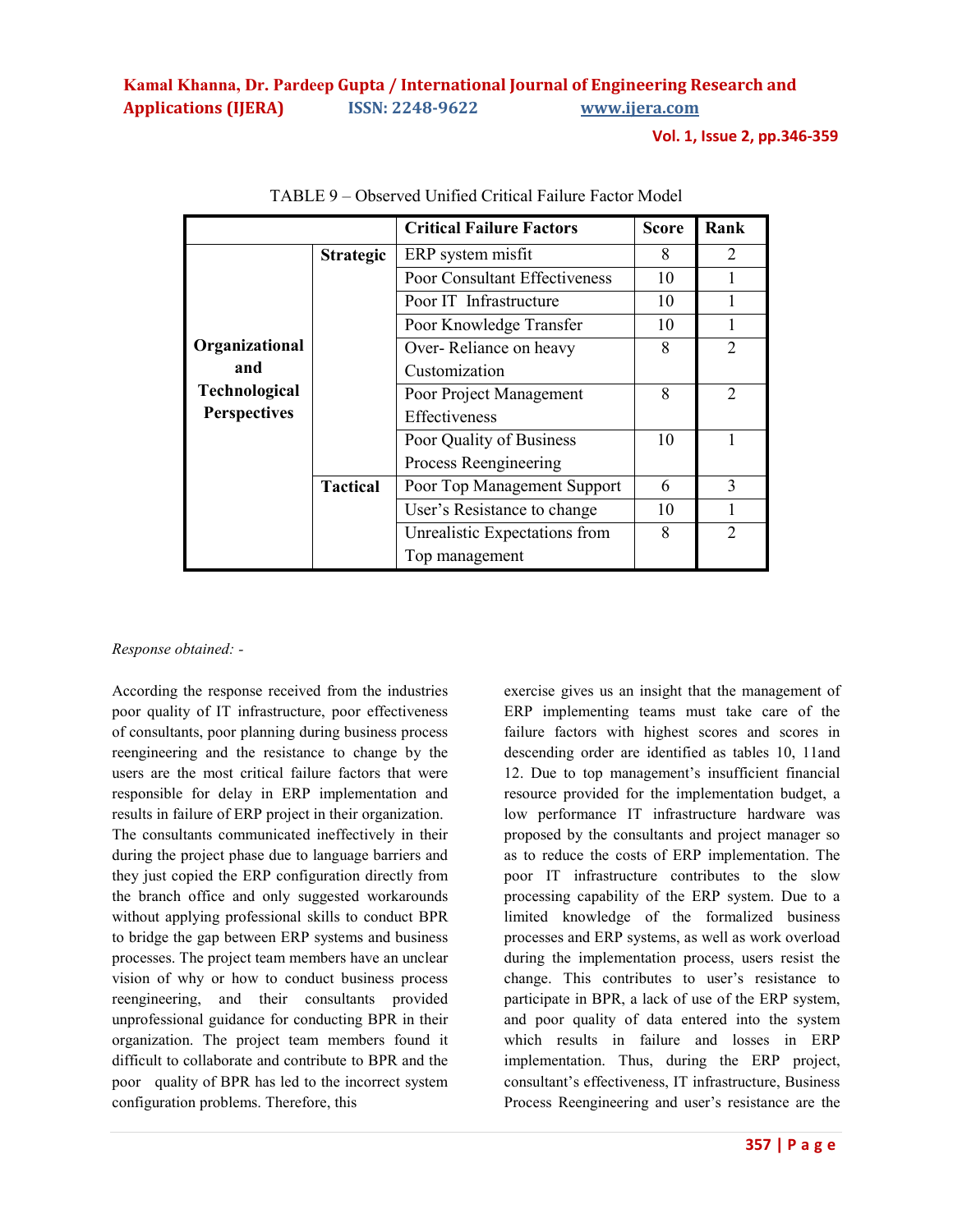TABLE 9 – Observed Unified Critical Failure Factor Model

| | | Critical Failure Factors | Score | Rank |
|---|---|---|---|---|
| Organizational and Technological Perspectives | Strategic | ERP system misfit | 8 | 2 |
| | | Poor Consultant Effectiveness | 10 | 1 |
| | | Poor IT Infrastructure | 10 | 1 |
| | | Poor Knowledge Transfer | 10 | 1 |
| | | Over- Reliance on heavy Customization | 8 | 2 |
| | | Poor Project Management Effectiveness | 8 | 2 |
| | | Poor Quality of Business Process Reengineering | 10 | 1 |
| | Tactical | Poor Top Management Support | 6 | 3 |
| | | User's Resistance to change | 10 | 1 |
| | | Unrealistic Expectations from Top management | 8 | 2 |

*Response obtained: -*

According the response received from the industries poor quality of IT infrastructure, poor effectiveness of consultants, poor planning during business process reengineering and the resistance to change by the users are the most critical failure factors that were responsible for delay in ERP implementation and results in failure of ERP project in their organization. The consultants communicated ineffectively in their during the project phase due to language barriers and they just copied the ERP configuration directly from the branch office and only suggested workarounds without applying professional skills to conduct BPR to bridge the gap between ERP systems and business processes. The project team members have an unclear vision of why or how to conduct business process reengineering, and their consultants provided unprofessional guidance for conducting BPR in their organization. The project team members found it difficult to collaborate and contribute to BPR and the poor quality of BPR has led to the incorrect system configuration problems. Therefore, this exercise gives us an insight that the management of ERP implementing teams must take care of the failure factors with highest scores and scores in descending order are identified as tables 10, 11and 12. Due to top management's insufficient financial resource provided for the implementation budget, a low performance IT infrastructure hardware was proposed by the consultants and project manager so as to reduce the costs of ERP implementation. The poor IT infrastructure contributes to the slow processing capability of the ERP system. Due to a limited knowledge of the formalized business processes and ERP systems, as well as work overload during the implementation process, users resist the change. This contributes to user's resistance to participate in BPR, a lack of use of the ERP system, and poor quality of data entered into the system which results in failure and losses in ERP implementation. Thus, during the ERP project, consultant's effectiveness, IT infrastructure, Business Process Reengineering and user's resistance are the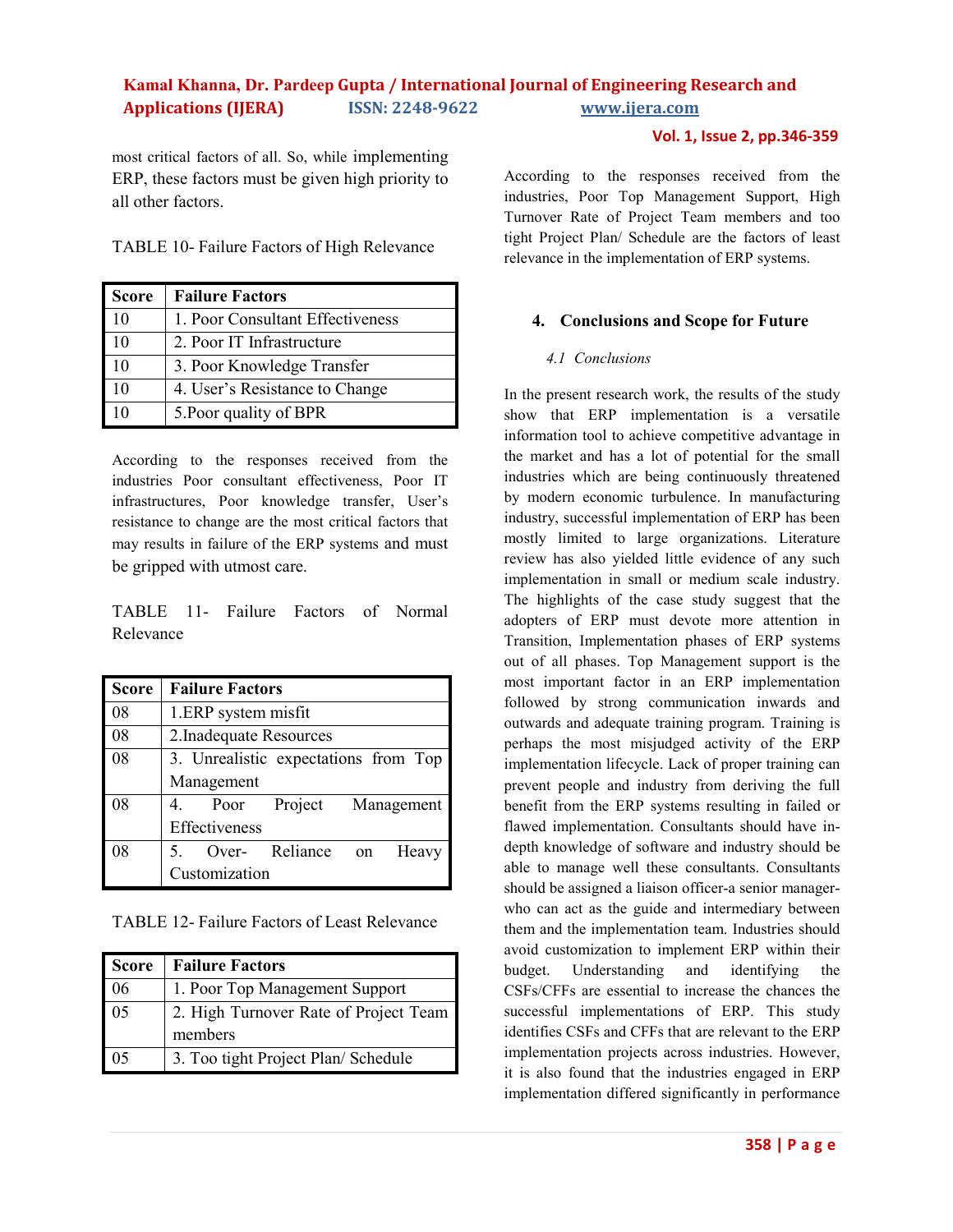most critical factors of all. So, while implementing ERP, these factors must be given high priority to all other factors.

TABLE 10- Failure Factors of High Relevance

| Score | Failure Factors |
|---|---|
| 10 | 1. Poor Consultant Effectiveness |
| 10 | 2. Poor IT Infrastructure |
| 10 | 3. Poor Knowledge Transfer |
| 10 | 4. User's Resistance to Change |
| 10 | 5.Poor quality of BPR |

According to the responses received from the industries Poor consultant effectiveness, Poor IT infrastructures, Poor knowledge transfer, User's resistance to change are the most critical factors that may results in failure of the ERP systems and must be gripped with utmost care.

TABLE 11- Failure Factors of Normal Relevance

| Score | Failure Factors |
|---|---|
| 08 | 1.ERP system misfit |
| 08 | 2.Inadequate Resources |
| 08 | 3. Unrealistic expectations from Top Management |
| 08 | 4. Poor Project Management Effectiveness |
| 08 | 5. Over- Reliance on Heavy Customization |

TABLE 12- Failure Factors of Least Relevance

| Score | Failure Factors |
|---|---|
| 06 | 1. Poor Top Management Support |
| 05 | 2. High Turnover Rate of Project Team members |
| 05 | 3. Too tight Project Plan/ Schedule |

According to the responses received from the industries, Poor Top Management Support, High Turnover Rate of Project Team members and too tight Project Plan/ Schedule are the factors of least relevance in the implementation of ERP systems.

## 4. Conclusions and Scope for Future

### *4.1 Conclusions*

In the present research work, the results of the study show that ERP implementation is a versatile information tool to achieve competitive advantage in the market and has a lot of potential for the small industries which are being continuously threatened by modern economic turbulence. In manufacturing industry, successful implementation of ERP has been mostly limited to large organizations. Literature review has also yielded little evidence of any such implementation in small or medium scale industry. The highlights of the case study suggest that the adopters of ERP must devote more attention in Transition, Implementation phases of ERP systems out of all phases. Top Management support is the most important factor in an ERP implementation followed by strong communication inwards and outwards and adequate training program. Training is perhaps the most misjudged activity of the ERP implementation lifecycle. Lack of proper training can prevent people and industry from deriving the full benefit from the ERP systems resulting in failed or flawed implementation. Consultants should have in-depth knowledge of software and industry should be able to manage well these consultants. Consultants should be assigned a liaison officer-a senior manager-who can act as the guide and intermediary between them and the implementation team. Industries should avoid customization to implement ERP within their budget. Understanding and identifying the CSFs/CFFs are essential to increase the chances the successful implementations of ERP. This study identifies CSFs and CFFs that are relevant to the ERP implementation projects across industries. However, it is also found that the industries engaged in ERP implementation differed significantly in performance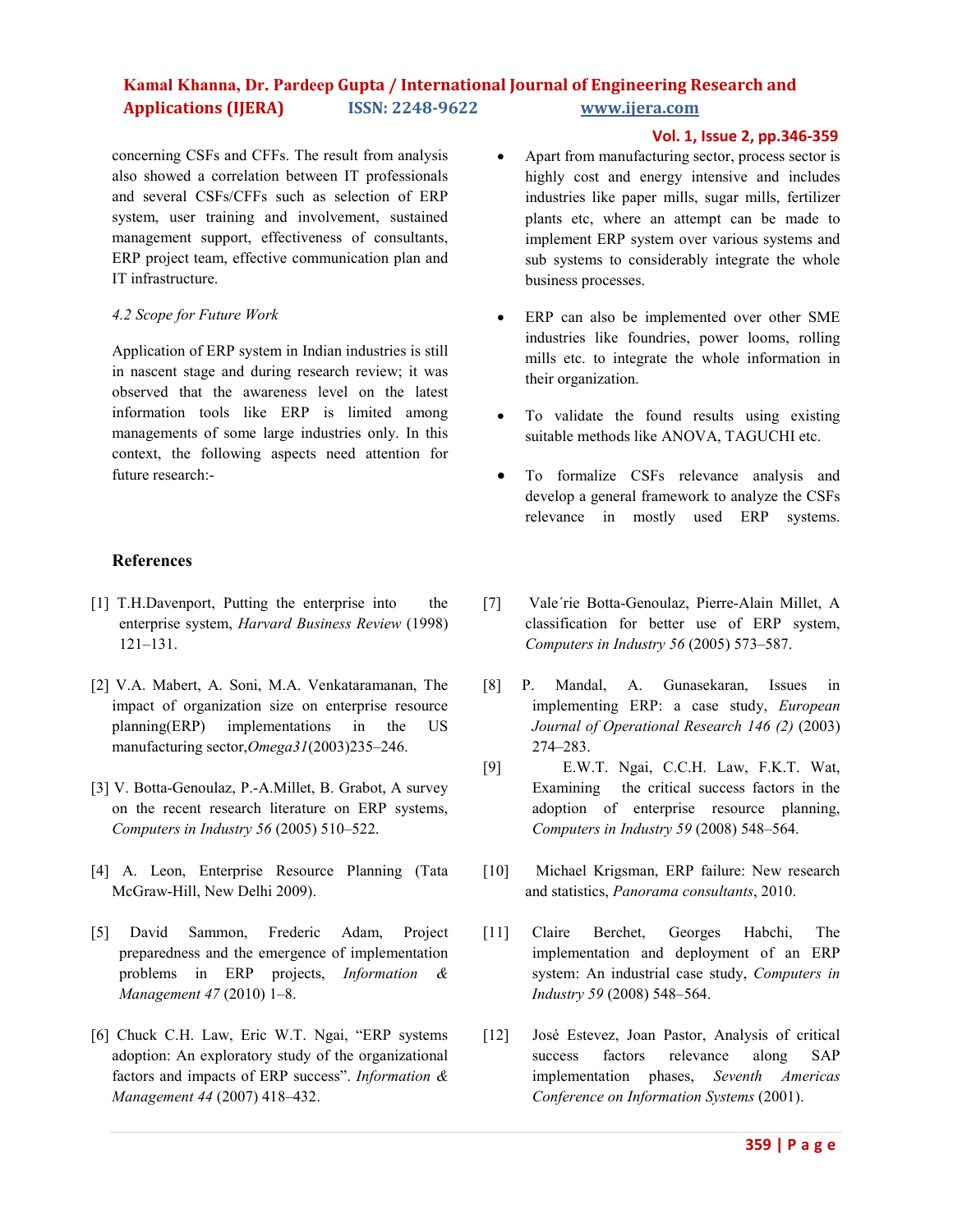concerning CSFs and CFFs. The result from analysis also showed a correlation between IT professionals and several CSFs/CFFs such as selection of ERP system, user training and involvement, sustained management support, effectiveness of consultants, ERP project team, effective communication plan and IT infrastructure.

*4.2 Scope for Future Work*

Application of ERP system in Indian industries is still in nascent stage and during research review; it was observed that the awareness level on the latest information tools like ERP is limited among managements of some large industries only. In this context, the following aspects need attention for future research:-

- Apart from manufacturing sector, process sector is highly cost and energy intensive and includes industries like paper mills, sugar mills, fertilizer plants etc, where an attempt can be made to implement ERP system over various systems and sub systems to considerably integrate the whole business processes.
- ERP can also be implemented over other SME industries like foundries, power looms, rolling mills etc. to integrate the whole information in their organization.
- To validate the found results using existing suitable methods like ANOVA, TAGUCHI etc.
- To formalize CSFs relevance analysis and develop a general framework to analyze the CSFs relevance in mostly used ERP systems.

## References

[1] T.H.Davenport, Putting the enterprise into the enterprise system, *Harvard Business Review* (1998) 121–131.

[2] V.A. Mabert, A. Soni, M.A. Venkataramanan, The impact of organization size on enterprise resource planning(ERP) implementations in the US manufacturing sector,*Omega31*(2003)235–246.

[3] V. Botta-Genoulaz, P.-A.Millet, B. Grabot, A survey on the recent research literature on ERP systems, *Computers in Industry 56* (2005) 510–522.

[4] A. Leon, Enterprise Resource Planning (Tata McGraw-Hill, New Delhi 2009).

[5] David Sammon, Frederic Adam, Project preparedness and the emergence of implementation problems in ERP projects, *Information & Management 47* (2010) 1–8.

[6] Chuck C.H. Law, Eric W.T. Ngai, "ERP systems adoption: An exploratory study of the organizational factors and impacts of ERP success". *Information & Management 44* (2007) 418–432.

[7] Vale´rie Botta-Genoulaz, Pierre-Alain Millet, A classification for better use of ERP system, *Computers in Industry 56* (2005) 573–587.

[8] P. Mandal, A. Gunasekaran, Issues in implementing ERP: a case study, *European Journal of Operational Research 146 (2)* (2003) 274–283.

[9] E.W.T. Ngai, C.C.H. Law, F.K.T. Wat, Examining the critical success factors in the adoption of enterprise resource planning, *Computers in Industry 59* (2008) 548–564.

[10] Michael Krigsman, ERP failure: New research and statistics, *Panorama consultants*, 2010.

[11] Claire Berchet, Georges Habchi, The implementation and deployment of an ERP system: An industrial case study, *Computers in Industry 59* (2008) 548–564.

[12] José Estevez, Joan Pastor, Analysis of critical success factors relevance along SAP implementation phases, *Seventh Americas Conference on Information Systems* (2001).